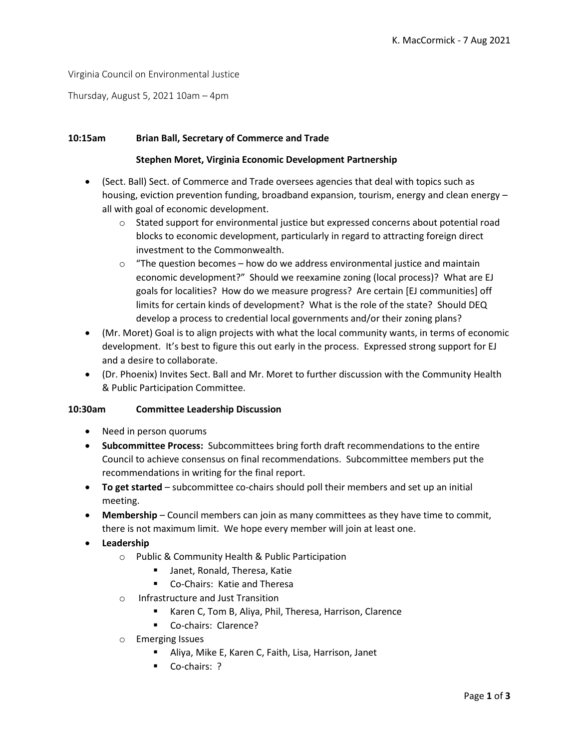K. MacCormick - 7 Aug 2021

Virginia Council on Environmental Justice

Thursday, August 5, 2021 10am – 4pm

**10:15am Brian Ball, Secretary of Commerce and Trade**

**Stephen Moret, Virginia Economic Development Partnership**

- (Sect. Ball) Sect. of Commerce and Trade oversees agencies that deal with topics such as housing, eviction prevention funding, broadband expansion, tourism, energy and clean energy – all with goal of economic development.
  - Stated support for environmental justice but expressed concerns about potential road blocks to economic development, particularly in regard to attracting foreign direct investment to the Commonwealth.
  - "The question becomes – how do we address environmental justice and maintain economic development?" Should we reexamine zoning (local process)? What are EJ goals for localities? How do we measure progress? Are certain [EJ communities] off limits for certain kinds of development? What is the role of the state? Should DEQ develop a process to credential local governments and/or their zoning plans?
- (Mr. Moret) Goal is to align projects with what the local community wants, in terms of economic development. It's best to figure this out early in the process. Expressed strong support for EJ and a desire to collaborate.
- (Dr. Phoenix) Invites Sect. Ball and Mr. Moret to further discussion with the Community Health & Public Participation Committee.

**10:30am Committee Leadership Discussion**

- Need in person quorums
- **Subcommittee Process:** Subcommittees bring forth draft recommendations to the entire Council to achieve consensus on final recommendations. Subcommittee members put the recommendations in writing for the final report.
- **To get started** – subcommittee co-chairs should poll their members and set up an initial meeting.
- **Membership** – Council members can join as many committees as they have time to commit, there is not maximum limit. We hope every member will join at least one.
- **Leadership**
  - Public & Community Health & Public Participation
    - Janet, Ronald, Theresa, Katie
    - Co-Chairs: Katie and Theresa
  - Infrastructure and Just Transition
    - Karen C, Tom B, Aliya, Phil, Theresa, Harrison, Clarence
    - Co-chairs: Clarence?
  - Emerging Issues
    - Aliya, Mike E, Karen C, Faith, Lisa, Harrison, Janet
    - Co-chairs: ?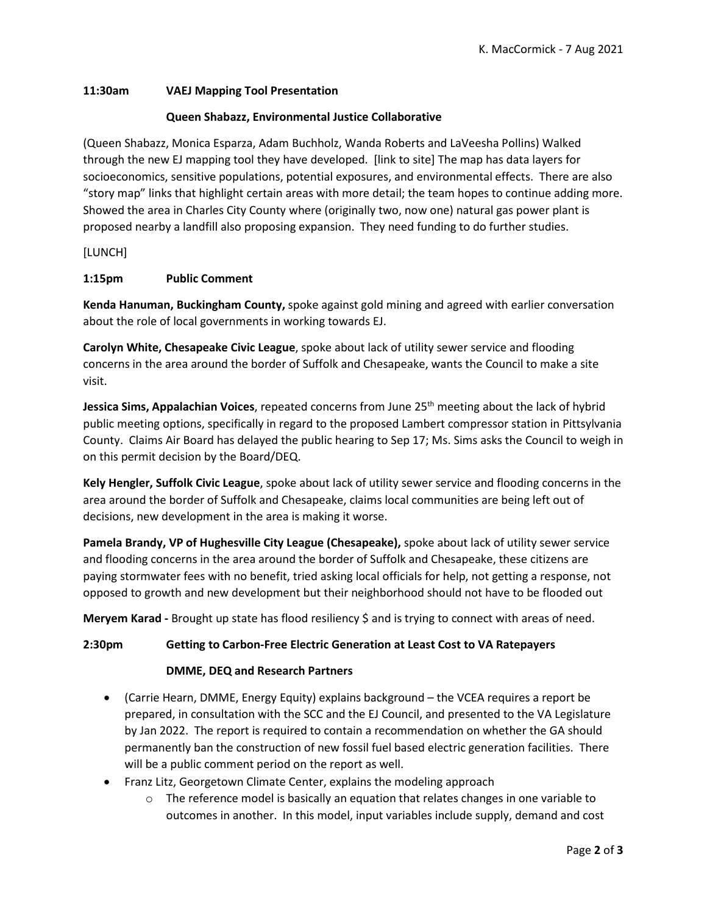**11:30am VAEJ Mapping Tool Presentation**

**Queen Shabazz, Environmental Justice Collaborative**

(Queen Shabazz, Monica Esparza, Adam Buchholz, Wanda Roberts and LaVeesha Pollins) Walked through the new EJ mapping tool they have developed. [link to site] The map has data layers for socioeconomics, sensitive populations, potential exposures, and environmental effects. There are also "story map" links that highlight certain areas with more detail; the team hopes to continue adding more. Showed the area in Charles City County where (originally two, now one) natural gas power plant is proposed nearby a landfill also proposing expansion. They need funding to do further studies.

[LUNCH]

**1:15pm Public Comment**

**Kenda Hanuman, Buckingham County,** spoke against gold mining and agreed with earlier conversation about the role of local governments in working towards EJ.

**Carolyn White, Chesapeake Civic League**, spoke about lack of utility sewer service and flooding concerns in the area around the border of Suffolk and Chesapeake, wants the Council to make a site visit.

**Jessica Sims, Appalachian Voices**, repeated concerns from June 25th meeting about the lack of hybrid public meeting options, specifically in regard to the proposed Lambert compressor station in Pittsylvania County. Claims Air Board has delayed the public hearing to Sep 17; Ms. Sims asks the Council to weigh in on this permit decision by the Board/DEQ.

**Kely Hengler, Suffolk Civic League**, spoke about lack of utility sewer service and flooding concerns in the area around the border of Suffolk and Chesapeake, claims local communities are being left out of decisions, new development in the area is making it worse.

**Pamela Brandy, VP of Hughesville City League (Chesapeake),** spoke about lack of utility sewer service and flooding concerns in the area around the border of Suffolk and Chesapeake, these citizens are paying stormwater fees with no benefit, tried asking local officials for help, not getting a response, not opposed to growth and new development but their neighborhood should not have to be flooded out

**Meryem Karad -** Brought up state has flood resiliency $ and is trying to connect with areas of need.

**2:30pm Getting to Carbon-Free Electric Generation at Least Cost to VA Ratepayers**

**DMME, DEQ and Research Partners**

- (Carrie Hearn, DMME, Energy Equity) explains background – the VCEA requires a report be prepared, in consultation with the SCC and the EJ Council, and presented to the VA Legislature by Jan 2022. The report is required to contain a recommendation on whether the GA should permanently ban the construction of new fossil fuel based electric generation facilities. There will be a public comment period on the report as well.
- Franz Litz, Georgetown Climate Center, explains the modeling approach
    - The reference model is basically an equation that relates changes in one variable to outcomes in another. In this model, input variables include supply, demand and cost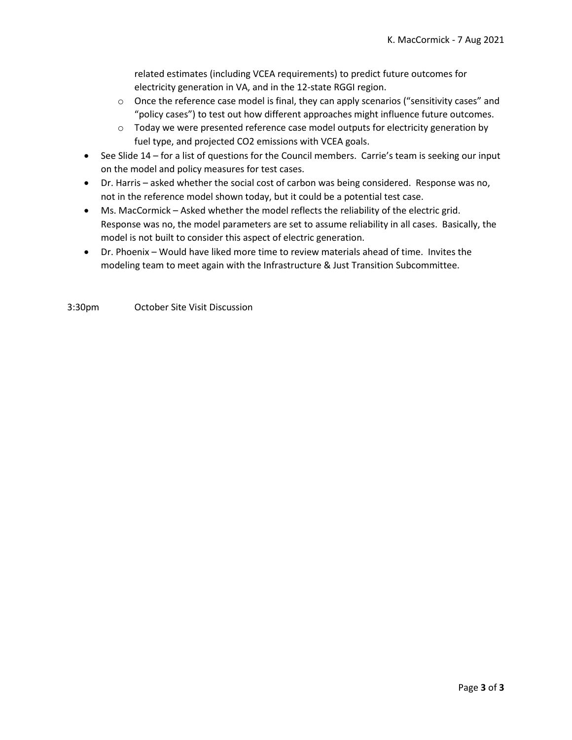related estimates (including VCEA requirements) to predict future outcomes for electricity generation in VA, and in the 12-state RGGI region.
  - Once the reference case model is final, they can apply scenarios ("sensitivity cases" and "policy cases") to test out how different approaches might influence future outcomes.
  - Today we were presented reference case model outputs for electricity generation by fuel type, and projected CO2 emissions with VCEA goals.
- See Slide 14 – for a list of questions for the Council members. Carrie's team is seeking our input on the model and policy measures for test cases.
- Dr. Harris – asked whether the social cost of carbon was being considered. Response was no, not in the reference model shown today, but it could be a potential test case.
- Ms. MacCormick – Asked whether the model reflects the reliability of the electric grid. Response was no, the model parameters are set to assume reliability in all cases. Basically, the model is not built to consider this aspect of electric generation.
- Dr. Phoenix – Would have liked more time to review materials ahead of time. Invites the modeling team to meet again with the Infrastructure & Just Transition Subcommittee.

3:30pm October Site Visit Discussion